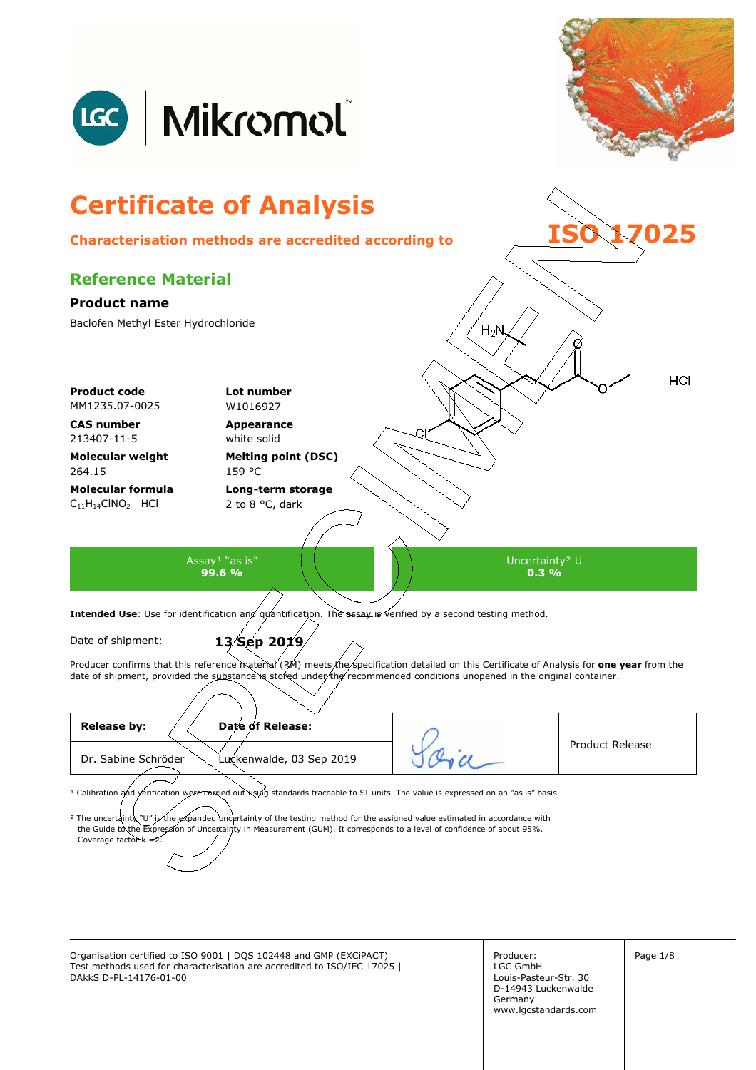LGC | Mikromol™

# Certificate of Analysis

**Characterisation methods are accredited according to ISO 17025**

## Reference Material

### Product name

Baclofen Methyl Ester Hydrochloride

H₂N, O, O, Cl, HCl

| | |
|---|---|
| **Product code** MM1235.07-0025 | **Lot number** W1016927 |
| **CAS number** 213407-11-5 | **Appearance** white solid |
| **Molecular weight** 264.15 | **Melting point (DSC)** 159 °C |
| **Molecular formula** $C_{11}H_{14}ClNO_2$ HCl | **Long-term storage** 2 to 8 °C, dark |

| Assay[1] "as is" | Uncertainty[2] U |
|---|---|
| **99.6 %** | **0.3 %** |

**Intended Use**: Use for identification and quantification. The assay is verified by a second testing method.

Date of shipment: **13 Sep 2019**

Producer confirms that this reference material (RM) meets the specification detailed on this Certificate of Analysis for **one year** from the date of shipment, provided the substance is stored under the recommended conditions unopened in the original container.

| **Release by:** | **Date of Release:** | | |
|---|---|---|---|
| Dr. Sabine Schröder | Luckenwalde, 03 Sep 2019 | [signature] | Product Release |

[1] Calibration and verification were carried out using standards traceable to SI-units. The value is expressed on an "as is" basis.

[2] The uncertainty "U" is the expanded uncertainty of the testing method for the assigned value estimated in accordance with the Guide to the Expression of Uncertainty in Measurement (GUM). It corresponds to a level of confidence of about 95%. Coverage factor k = 2.

Organisation certified to ISO 9001 | DQS 102448 and GMP (EXCiPACT)
Test methods used for characterisation are accredited to ISO/IEC 17025 | DAkkS D-PL-14176-01-00

Producer:
LGC GmbH
Louis-Pasteur-Str. 30
D-14943 Luckenwalde
Germany
www.lgcstandards.com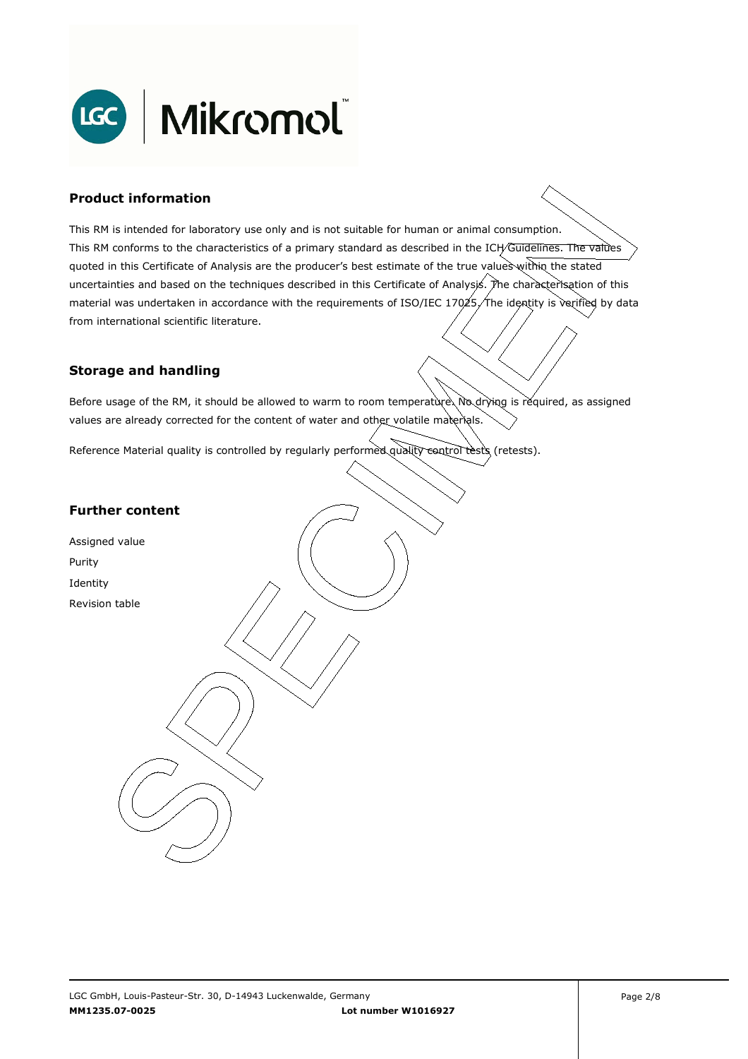## Product information

This RM is intended for laboratory use only and is not suitable for human or animal consumption.
This RM conforms to the characteristics of a primary standard as described in the ICH Guidelines. The values quoted in this Certificate of Analysis are the producer's best estimate of the true values within the stated uncertainties and based on the techniques described in this Certificate of Analysis. The characterisation of this material was undertaken in accordance with the requirements of ISO/IEC 17025. The identity is verified by data from international scientific literature.

## Storage and handling

Before usage of the RM, it should be allowed to warm to room temperature. No drying is required, as assigned values are already corrected for the content of water and other volatile materials.

Reference Material quality is controlled by regularly performed quality control tests (retests).

## Further content

Assigned value
Purity
Identity
Revision table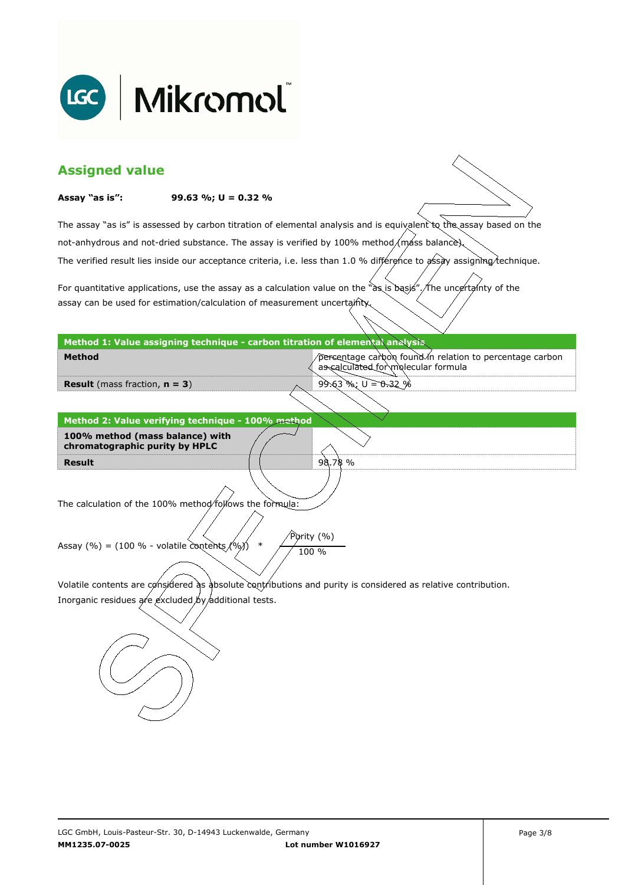## Assigned value

**Assay "as is":** **99.63 %; U = 0.32 %**

The assay "as is" is assessed by carbon titration of elemental analysis and is equivalent to the assay based on the not-anhydrous and not-dried substance. The assay is verified by 100% method (mass balance).
The verified result lies inside our acceptance criteria, i.e. less than 1.0 % difference to assay assigning technique.

For quantitative applications, use the assay as a calculation value on the "as is basis". The uncertainty of the assay can be used for estimation/calculation of measurement uncertainty.

| **Method 1: Value assigning technique - carbon titration of elemental analysis** | |
|---|---|
| **Method** | percentage carbon found in relation to percentage carbon as calculated for molecular formula |
| **Result** (mass fraction, **n = 3**) | 99.63 %; U = 0.32 % |

| **Method 2: Value verifying technique - 100% method** | |
|---|---|
| **100% method (mass balance) with chromatographic purity by HPLC** | |
| **Result** | 98.78 % |

The calculation of the 100% method follows the formula:

$$\text{Assay (\%)} = (100\ \% - \text{volatile contents (\%)}) \quad * \quad \frac{\text{Purity (\%)}}{100\ \%}$$

Volatile contents are considered as absolute contributions and purity is considered as relative contribution.
Inorganic residues are excluded by additional tests.

LGC GmbH, Louis-Pasteur-Str. 30, D-14943 Luckenwalde, Germany
**MM1235.07-0025** **Lot number W1016927**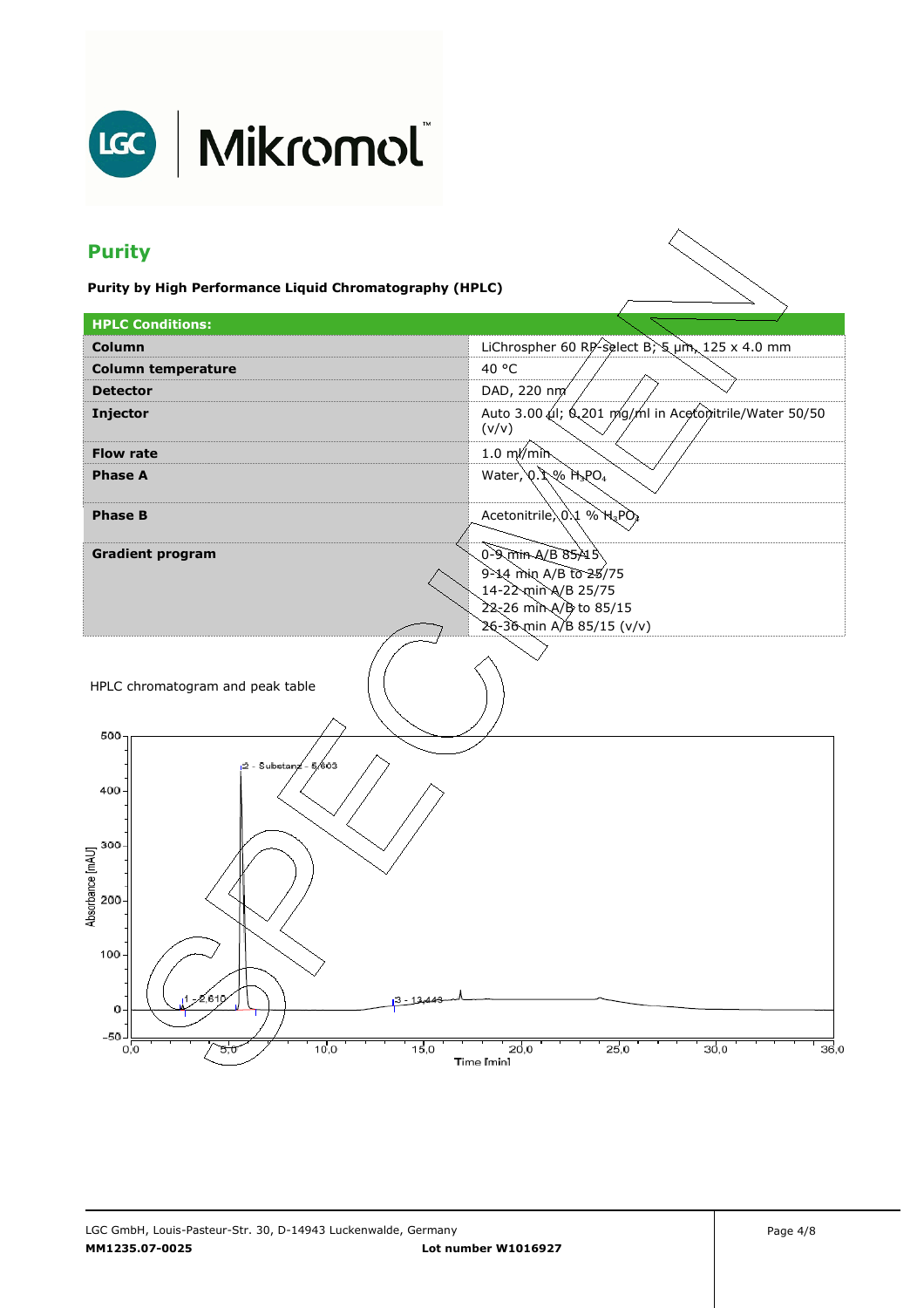## Purity

**Purity by High Performance Liquid Chromatography (HPLC)**

| HPLC Conditions: | |
|---|---|
| **Column** | LiChrospher 60 RP-select B; 5 µm, 125 x 4.0 mm |
| **Column temperature** | 40 °C |
| **Detector** | DAD, 220 nm |
| **Injector** | Auto 3.00 µl; 0.201 mg/ml in Acetonitrile/Water 50/50 (v/v) |
| **Flow rate** | 1.0 ml/min |
| **Phase A** | Water, 0.1 % $H_3PO_4$ |
| **Phase B** | Acetonitrile, 0.1 % $H_3PO_4$ |
| **Gradient program** | 0-9 min A/B 85/15<br>9-14 min A/B to 25/75<br>14-22 min A/B 25/75<br>22-26 min A/B to 85/15<br>26-36 min A/B 85/15 (v/v) |

HPLC chromatogram and peak table

2 - Substanz - 5,603

1 - 2,610

3 - 13,443

Absorbance [mAU]

500
400
300
200
100
0
-50

0,0
5,0
10,0
15,0
20,0
25,0
30,0
36,0

Time [min]

SPECIMEN

LGC GmbH, Louis-Pasteur-Str. 30, D-14943 Luckenwalde, Germany

**MM1235.07-0025** **Lot number W1016927**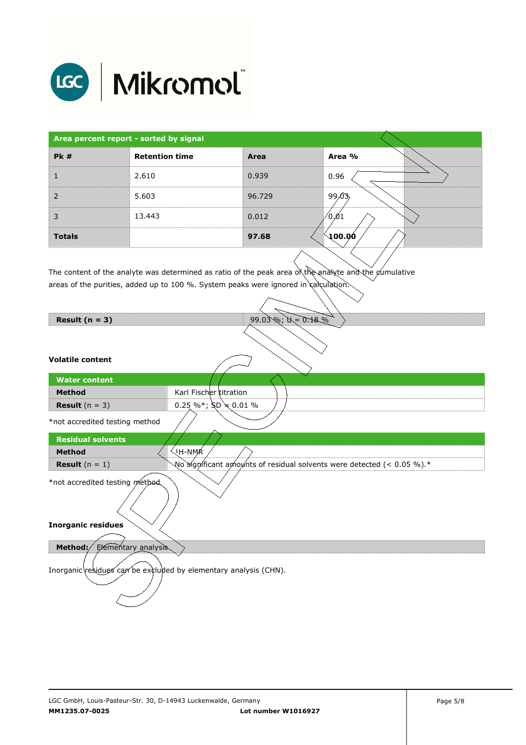| Area percent report - sorted by signal | | | |
|---|---|---|---|
| **Pk #** | **Retention time** | **Area** | **Area %** |
| 1 | 2.610 | 0.939 | 0.96 |
| 2 | 5.603 | 96.729 | 99.03 |
| 3 | 13.443 | 0.012 | 0.01 |
| **Totals** | | **97.68** | **100.00** |

The content of the analyte was determined as ratio of the peak area of the analyte and the cumulative areas of the purities, added up to 100 %. System peaks were ignored in calculation.

| | |
|---|---|
| **Result (n = 3)** | 99.03 %; U = 0.18 % |

### Volatile content

| Water content | |
|---|---|
| **Method** | Karl Fischer titration |
| **Result** (n = 3) | 0.25 %*; SD = 0.01 % |

*not accredited testing method

| Residual solvents | |
|---|---|
| **Method** | $^1$H-NMR |
| **Result** (n = 1) | No significant amounts of residual solvents were detected (< 0.05 %).* |

*not accredited testing method

### Inorganic residues

| | |
|---|---|
| **Method:** | Elementary analysis |

Inorganic residues can be excluded by elementary analysis (CHN).

LGC GmbH, Louis-Pasteur-Str. 30, D-14943 Luckenwalde, Germany
**MM1235.07-0025** **Lot number W1016927**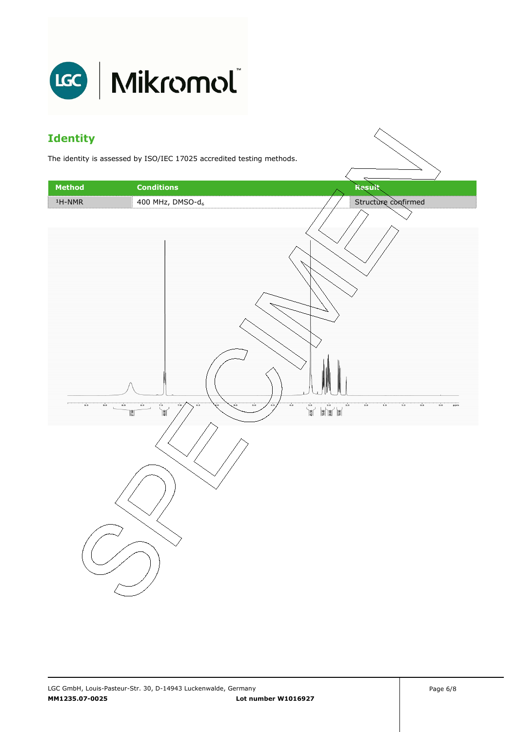## Identity

The identity is assessed by ISO/IEC 17025 accredited testing methods.

| Method | Conditions | Result |
| --- | --- | --- |
| $^1$H-NMR | 400 MHz, DMSO-$d_6$ | Structure confirmed |

9.5 9.0 8.5 8.0 7.5 7.0 6.5 6.0 5.5 5.0 4.5 4.0 3.5 3.0 2.5 2.0 1.5 1.0 0.5 0.0 ppm

27.66 40.00 43.58 10.40 20.65 10.66

SPECIMEN

MM1235.07-0025 Lot number W1016927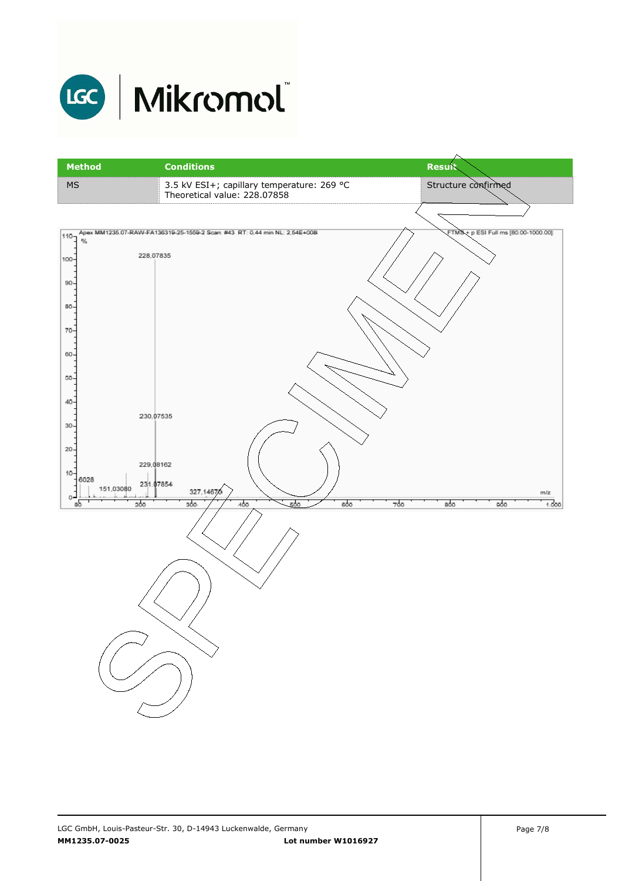| Method | Conditions | Result |
|---|---|---|
| MS | 3.5 kV ESI+; capillary temperature: 269 °C<br>Theoretical value: 228.07858 | Structure confirmed |

Apex MM1235.07-RAW-FA136319-25-1559-2 Scan: #43 RT: 0,44 min NL: 2,54E+008

FTMS + p ESI Full ms [80.00-1000.00]

%

110
100
90
80
70
60
50
40
30
20
10
0

228,07835

230,07535

229,08162

231,07854

6028

151,03080

327,14670

80
200
300
400
500
600
700
800
900
1.000

m/z

SPECIMEN

LGC GmbH, Louis-Pasteur-Str. 30, D-14943 Luckenwalde, Germany

**MM1235.07-0025** **Lot number W1016927**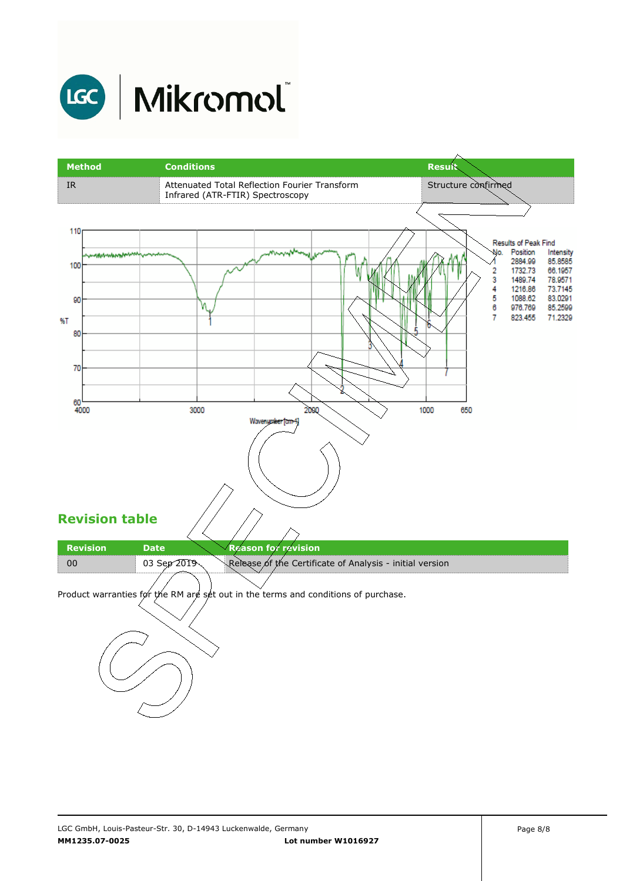| Method | Conditions | Result |
|---|---|---|
| IR | Attenuated Total Reflection Fourier Transform Infrared (ATR-FTIR) Spectroscopy | Structure confirmed |

110
100
90
%T
80
70
60
4000
3000
2000
1000
650
Wavenumber [cm-1]

Results of Peak Find

No. Position Intensity
1 2884.99 85.8585
2 1732.73 66.1957
3 1489.74 78.9571
4 1216.86 73.7145
5 1088.62 83.0291
6 976.769 85.2599
7 823.455 71.2329

## Revision table

| Revision | Date | Reason for revision |
|---|---|---|
| 00 | 03 Sep 2019 | Release of the Certificate of Analysis - initial version |

Product warranties for the RM are set out in the terms and conditions of purchase.

SPECIMEN

LGC GmbH, Louis-Pasteur-Str. 30, D-14943 Luckenwalde, Germany

**MM1235.07-0025** **Lot number W1016927**